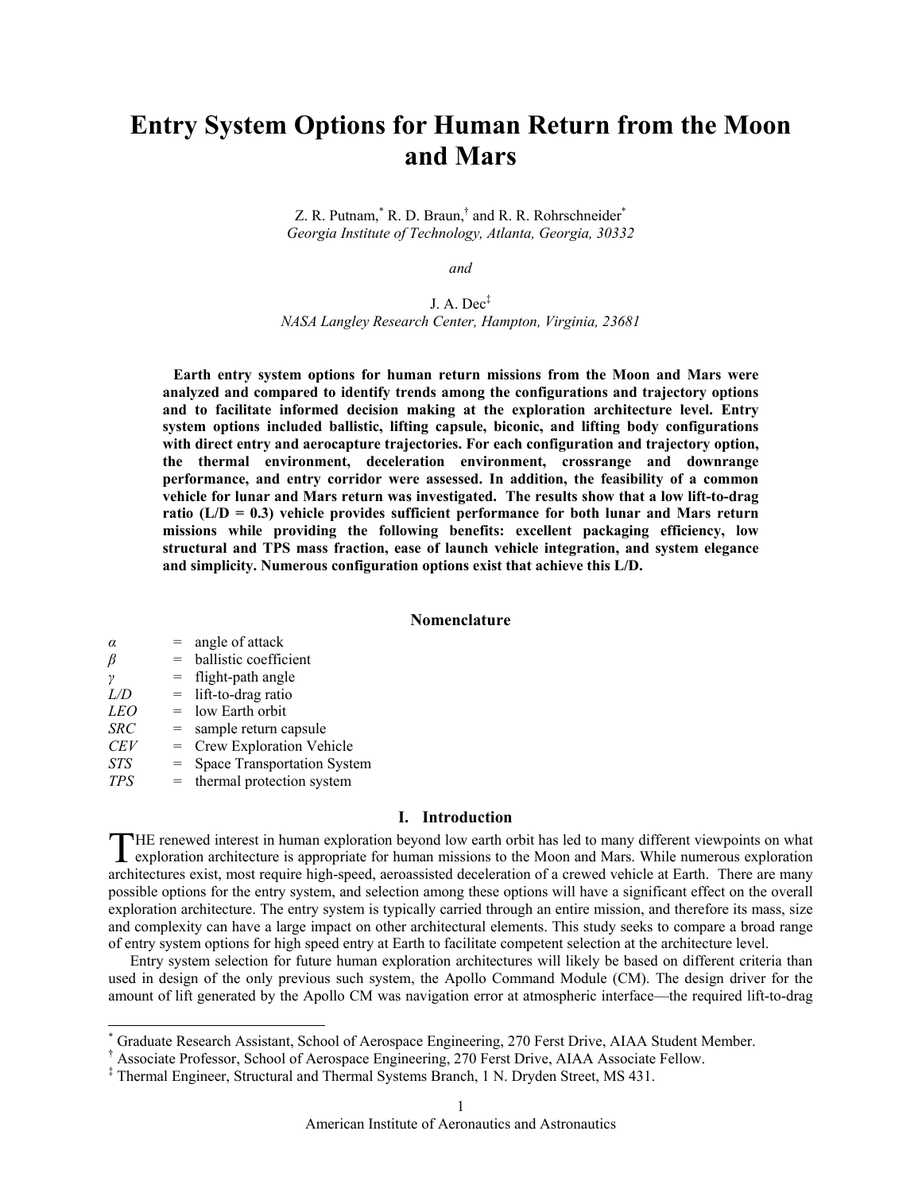# Entry System Options for Human Return from the Moon and Mars

Z. R. Putnam,[*] R. D. Braun,[†] and R. R. Rohrschneider[*]
*Georgia Institute of Technology, Atlanta, Georgia, 30332*

*and*

J. A. Dec[‡]
*NASA Langley Research Center, Hampton, Virginia, 23681*

**Earth entry system options for human return missions from the Moon and Mars were analyzed and compared to identify trends among the configurations and trajectory options and to facilitate informed decision making at the exploration architecture level. Entry system options included ballistic, lifting capsule, biconic, and lifting body configurations with direct entry and aerocapture trajectories. For each configuration and trajectory option, the thermal environment, deceleration environment, crossrange and downrange performance, and entry corridor were assessed. In addition, the feasibility of a common vehicle for lunar and Mars return was investigated. The results show that a low lift-to-drag ratio (L/D = 0.3) vehicle provides sufficient performance for both lunar and Mars return missions while providing the following benefits: excellent packaging efficiency, low structural and TPS mass fraction, ease of launch vehicle integration, and system elegance and simplicity. Numerous configuration options exist that achieve this L/D.**

## Nomenclature

| | | |
|---|---|---|
| $\alpha$ | = | angle of attack |
| $\beta$ | = | ballistic coefficient |
| $\gamma$ | = | flight-path angle |
| *L/D* | = | lift-to-drag ratio |
| *LEO* | = | low Earth orbit |
| *SRC* | = | sample return capsule |
| *CEV* | = | Crew Exploration Vehicle |
| *STS* | = | Space Transportation System |
| *TPS* | = | thermal protection system |

## I. Introduction

THE renewed interest in human exploration beyond low earth orbit has led to many different viewpoints on what exploration architecture is appropriate for human missions to the Moon and Mars. While numerous exploration architectures exist, most require high-speed, aeroassisted deceleration of a crewed vehicle at Earth. There are many possible options for the entry system, and selection among these options will have a significant effect on the overall exploration architecture. The entry system is typically carried through an entire mission, and therefore its mass, size and complexity can have a large impact on other architectural elements. This study seeks to compare a broad range of entry system options for high speed entry at Earth to facilitate competent selection at the architecture level.

Entry system selection for future human exploration architectures will likely be based on different criteria than used in design of the only previous such system, the Apollo Command Module (CM). The design driver for the amount of lift generated by the Apollo CM was navigation error at atmospheric interface—the required lift-to-drag

---

[*] Graduate Research Assistant, School of Aerospace Engineering, 270 Ferst Drive, AIAA Student Member.
[†] Associate Professor, School of Aerospace Engineering, 270 Ferst Drive, AIAA Associate Fellow.
[‡] Thermal Engineer, Structural and Thermal Systems Branch, 1 N. Dryden Street, MS 431.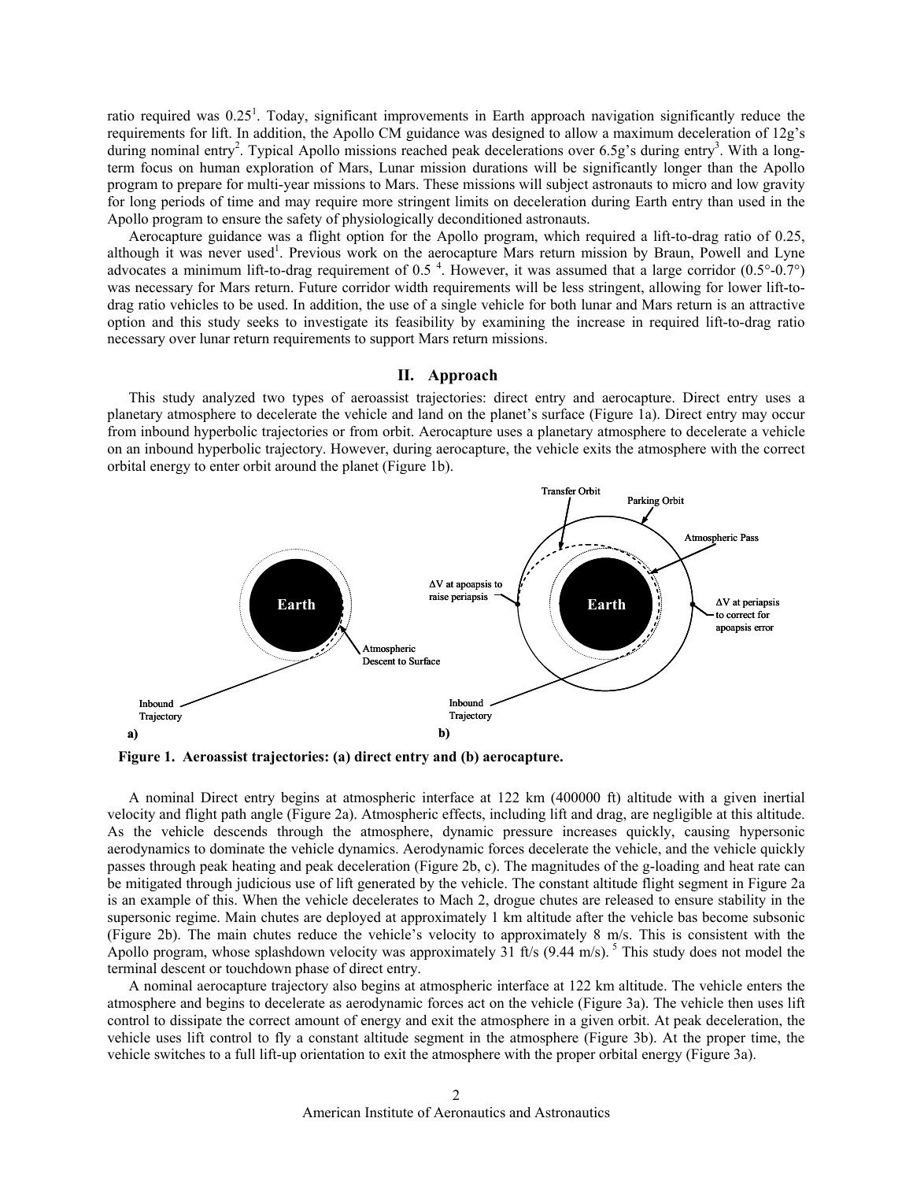ratio required was 0.25[1]. Today, significant improvements in Earth approach navigation significantly reduce the requirements for lift. In addition, the Apollo CM guidance was designed to allow a maximum deceleration of 12g's during nominal entry[2]. Typical Apollo missions reached peak decelerations over 6.5g's during entry[3]. With a long-term focus on human exploration of Mars, Lunar mission durations will be significantly longer than the Apollo program to prepare for multi-year missions to Mars. These missions will subject astronauts to micro and low gravity for long periods of time and may require more stringent limits on deceleration during Earth entry than used in the Apollo program to ensure the safety of physiologically deconditioned astronauts.

Aerocapture guidance was a flight option for the Apollo program, which required a lift-to-drag ratio of 0.25, although it was never used[1]. Previous work on the aerocapture Mars return mission by Braun, Powell and Lyne advocates a minimum lift-to-drag requirement of 0.5 [4]. However, it was assumed that a large corridor (0.5°-0.7°) was necessary for Mars return. Future corridor width requirements will be less stringent, allowing for lower lift-to-drag ratio vehicles to be used. In addition, the use of a single vehicle for both lunar and Mars return is an attractive option and this study seeks to investigate its feasibility by examining the increase in required lift-to-drag ratio necessary over lunar return requirements to support Mars return missions.

## II. Approach

This study analyzed two types of aeroassist trajectories: direct entry and aerocapture. Direct entry uses a planetary atmosphere to decelerate the vehicle and land on the planet's surface (Figure 1a). Direct entry may occur from inbound hyperbolic trajectories or from orbit. Aerocapture uses a planetary atmosphere to decelerate a vehicle on an inbound hyperbolic trajectory. However, during aerocapture, the vehicle exits the atmosphere with the correct orbital energy to enter orbit around the planet (Figure 1b).

**Figure 1. Aeroassist trajectories: (a) direct entry and (b) aerocapture.**

A nominal Direct entry begins at atmospheric interface at 122 km (400000 ft) altitude with a given inertial velocity and flight path angle (Figure 2a). Atmospheric effects, including lift and drag, are negligible at this altitude. As the vehicle descends through the atmosphere, dynamic pressure increases quickly, causing hypersonic aerodynamics to dominate the vehicle dynamics. Aerodynamic forces decelerate the vehicle, and the vehicle quickly passes through peak heating and peak deceleration (Figure 2b, c). The magnitudes of the g-loading and heat rate can be mitigated through judicious use of lift generated by the vehicle. The constant altitude flight segment in Figure 2a is an example of this. When the vehicle decelerates to Mach 2, drogue chutes are released to ensure stability in the supersonic regime. Main chutes are deployed at approximately 1 km altitude after the vehicle bas become subsonic (Figure 2b). The main chutes reduce the vehicle's velocity to approximately 8 m/s. This is consistent with the Apollo program, whose splashdown velocity was approximately 31 ft/s (9.44 m/s). [5] This study does not model the terminal descent or touchdown phase of direct entry.

A nominal aerocapture trajectory also begins at atmospheric interface at 122 km altitude. The vehicle enters the atmosphere and begins to decelerate as aerodynamic forces act on the vehicle (Figure 3a). The vehicle then uses lift control to dissipate the correct amount of energy and exit the atmosphere in a given orbit. At peak deceleration, the vehicle uses lift control to fly a constant altitude segment in the atmosphere (Figure 3b). At the proper time, the vehicle switches to a full lift-up orientation to exit the atmosphere with the proper orbital energy (Figure 3a).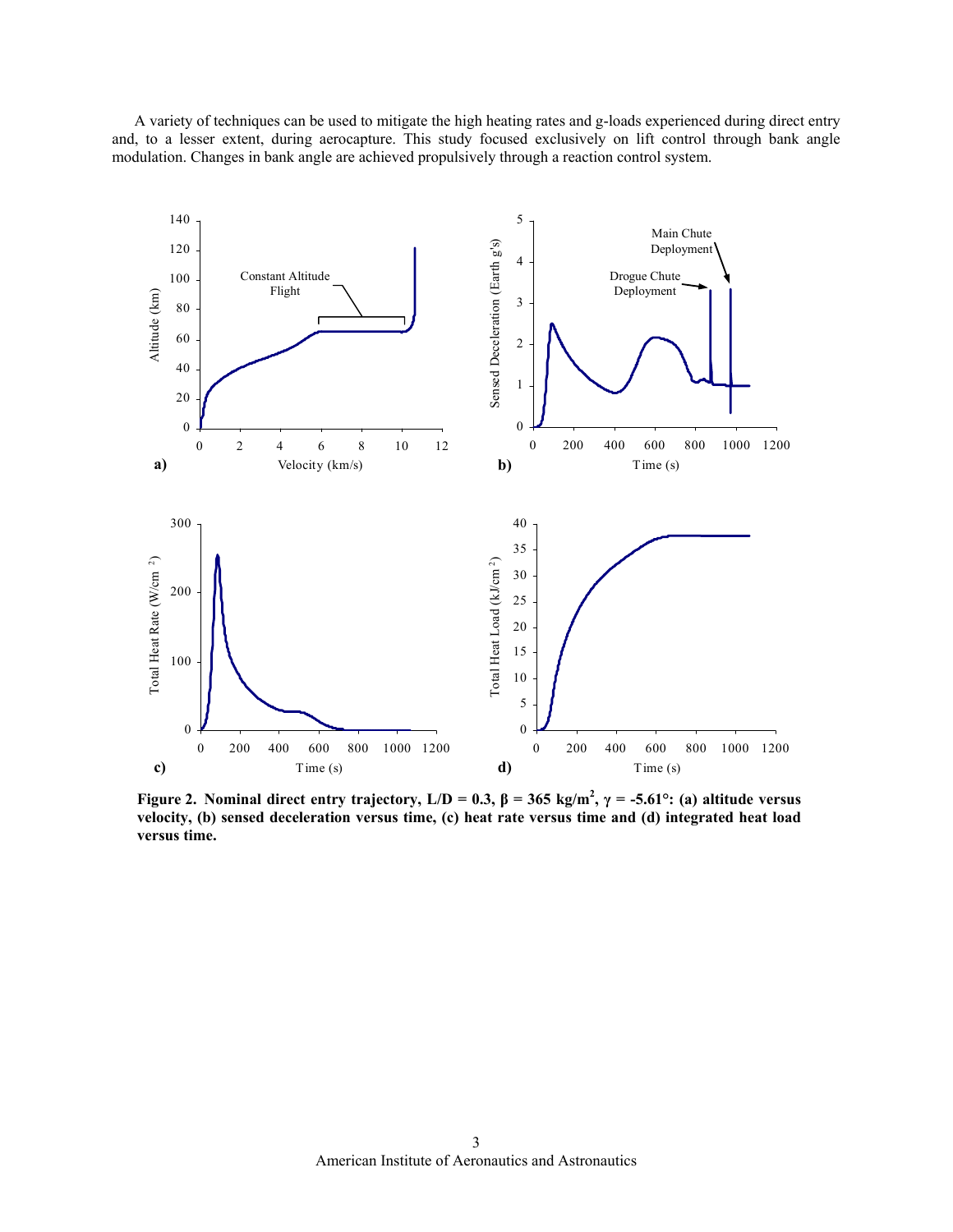A variety of techniques can be used to mitigate the high heating rates and g-loads experienced during direct entry and, to a lesser extent, during aerocapture. This study focused exclusively on lift control through bank angle modulation. Changes in bank angle are achieved propulsively through a reaction control system.

**Figure 2. Nominal direct entry trajectory, L/D = 0.3, β = 365 kg/m², γ = -5.61°: (a) altitude versus velocity, (b) sensed deceleration versus time, (c) heat rate versus time and (d) integrated heat load versus time.**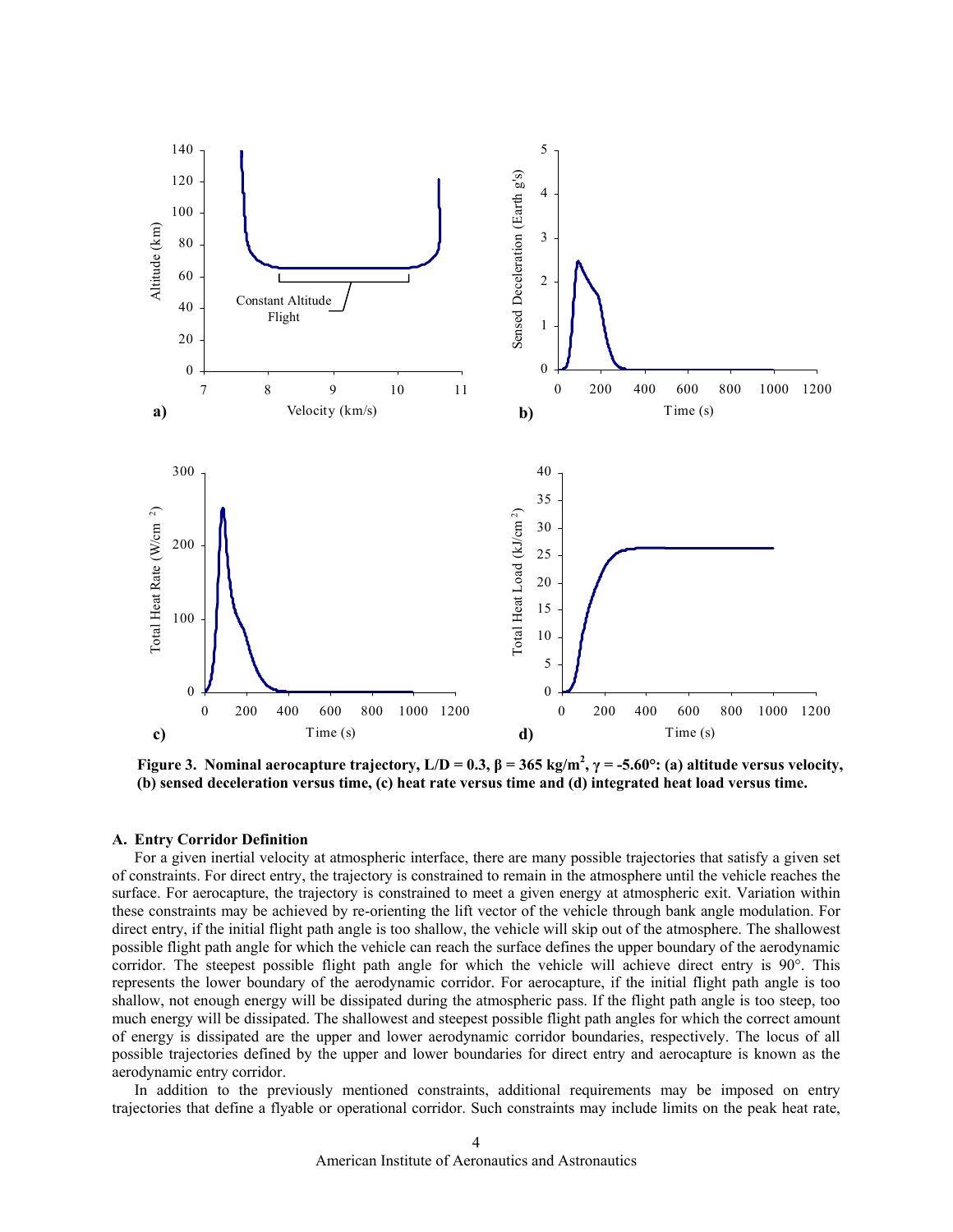**Figure 3. Nominal aerocapture trajectory, L/D = 0.3, β = 365 kg/m$^2$, γ = -5.60°: (a) altitude versus velocity, (b) sensed deceleration versus time, (c) heat rate versus time and (d) integrated heat load versus time.**

## A. Entry Corridor Definition

For a given inertial velocity at atmospheric interface, there are many possible trajectories that satisfy a given set of constraints. For direct entry, the trajectory is constrained to remain in the atmosphere until the vehicle reaches the surface. For aerocapture, the trajectory is constrained to meet a given energy at atmospheric exit. Variation within these constraints may be achieved by re-orienting the lift vector of the vehicle through bank angle modulation. For direct entry, if the initial flight path angle is too shallow, the vehicle will skip out of the atmosphere. The shallowest possible flight path angle for which the vehicle can reach the surface defines the upper boundary of the aerodynamic corridor. The steepest possible flight path angle for which the vehicle will achieve direct entry is 90°. This represents the lower boundary of the aerodynamic corridor. For aerocapture, if the initial flight path angle is too shallow, not enough energy will be dissipated during the atmospheric pass. If the flight path angle is too steep, too much energy will be dissipated. The shallowest and steepest possible flight path angles for which the correct amount of energy is dissipated are the upper and lower aerodynamic corridor boundaries, respectively. The locus of all possible trajectories defined by the upper and lower boundaries for direct entry and aerocapture is known as the aerodynamic entry corridor.

In addition to the previously mentioned constraints, additional requirements may be imposed on entry trajectories that define a flyable or operational corridor. Such constraints may include limits on the peak heat rate,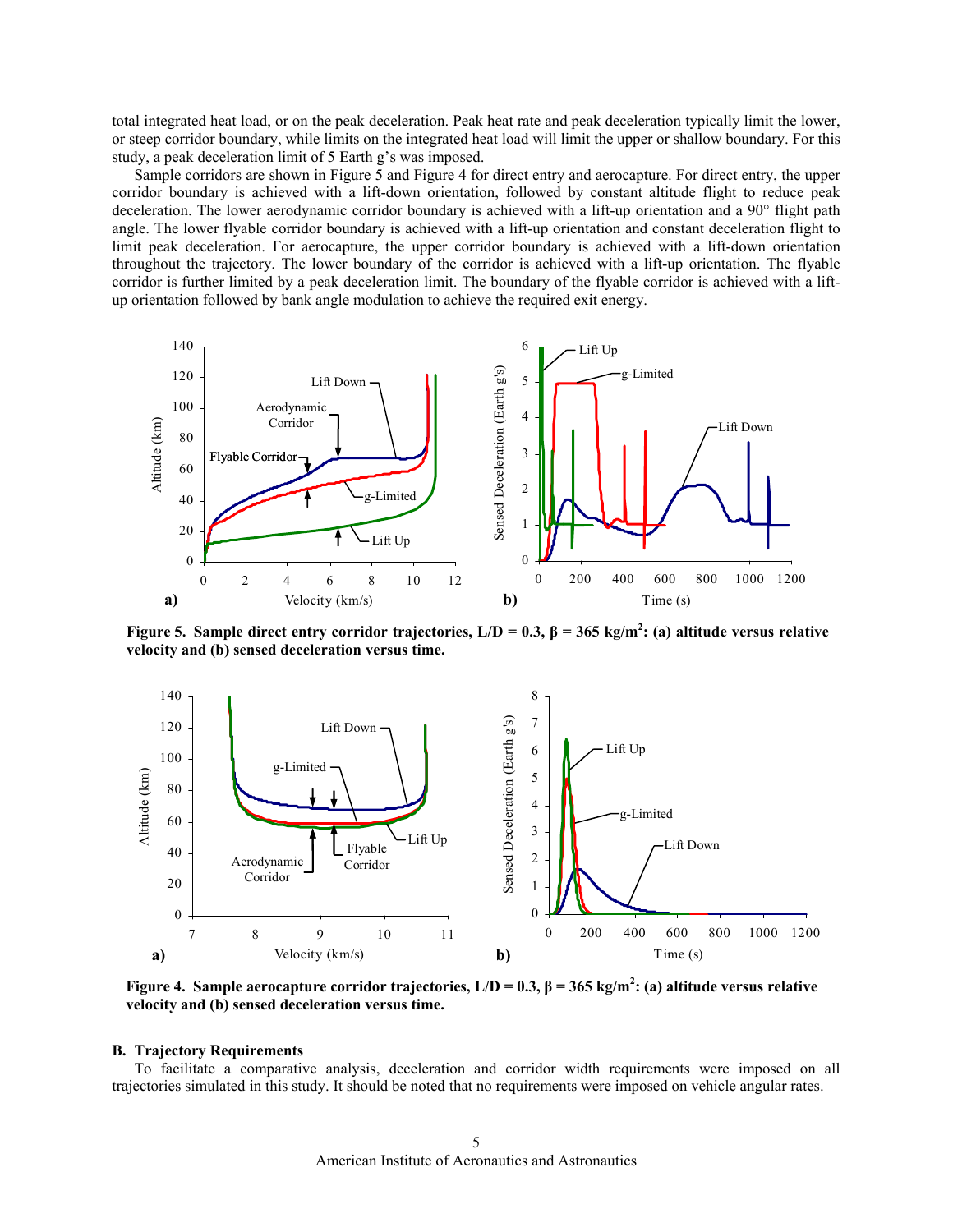total integrated heat load, or on the peak deceleration. Peak heat rate and peak deceleration typically limit the lower, or steep corridor boundary, while limits on the integrated heat load will limit the upper or shallow boundary. For this study, a peak deceleration limit of 5 Earth g's was imposed.

Sample corridors are shown in Figure 5 and Figure 4 for direct entry and aerocapture. For direct entry, the upper corridor boundary is achieved with a lift-down orientation, followed by constant altitude flight to reduce peak deceleration. The lower aerodynamic corridor boundary is achieved with a lift-up orientation and a 90° flight path angle. The lower flyable corridor boundary is achieved with a lift-up orientation and constant deceleration flight to limit peak deceleration. For aerocapture, the upper corridor boundary is achieved with a lift-down orientation throughout the trajectory. The lower boundary of the corridor is achieved with a lift-up orientation. The flyable corridor is further limited by a peak deceleration limit. The boundary of the flyable corridor is achieved with a lift-up orientation followed by bank angle modulation to achieve the required exit energy.

**Figure 5. Sample direct entry corridor trajectories, L/D = 0.3, β = 365 kg/m$^2$: (a) altitude versus relative velocity and (b) sensed deceleration versus time.**

**Figure 4. Sample aerocapture corridor trajectories, L/D = 0.3, β = 365 kg/m$^2$: (a) altitude versus relative velocity and (b) sensed deceleration versus time.**

### B. Trajectory Requirements

To facilitate a comparative analysis, deceleration and corridor width requirements were imposed on all trajectories simulated in this study. It should be noted that no requirements were imposed on vehicle angular rates.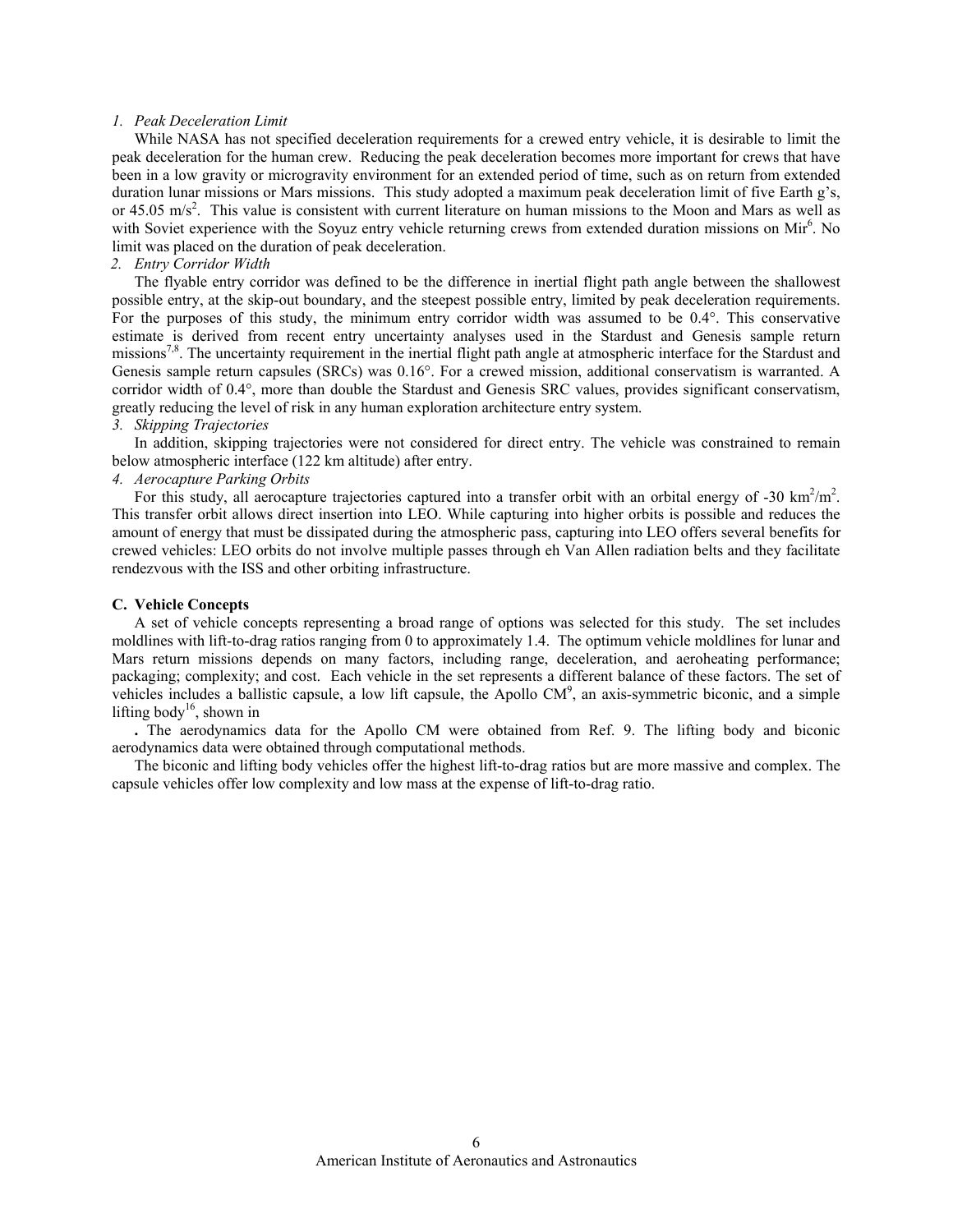*1. Peak Deceleration Limit*

While NASA has not specified deceleration requirements for a crewed entry vehicle, it is desirable to limit the peak deceleration for the human crew. Reducing the peak deceleration becomes more important for crews that have been in a low gravity or microgravity environment for an extended period of time, such as on return from extended duration lunar missions or Mars missions. This study adopted a maximum peak deceleration limit of five Earth g's, or 45.05 $m/s^2$. This value is consistent with current literature on human missions to the Moon and Mars as well as with Soviet experience with the Soyuz entry vehicle returning crews from extended duration missions on Mir[6]. No limit was placed on the duration of peak deceleration.

*2. Entry Corridor Width*

The flyable entry corridor was defined to be the difference in inertial flight path angle between the shallowest possible entry, at the skip-out boundary, and the steepest possible entry, limited by peak deceleration requirements. For the purposes of this study, the minimum entry corridor width was assumed to be 0.4°. This conservative estimate is derived from recent entry uncertainty analyses used in the Stardust and Genesis sample return missions[7,8]. The uncertainty requirement in the inertial flight path angle at atmospheric interface for the Stardust and Genesis sample return capsules (SRCs) was 0.16°. For a crewed mission, additional conservatism is warranted. A corridor width of 0.4°, more than double the Stardust and Genesis SRC values, provides significant conservatism, greatly reducing the level of risk in any human exploration architecture entry system.

*3. Skipping Trajectories*

In addition, skipping trajectories were not considered for direct entry. The vehicle was constrained to remain below atmospheric interface (122 km altitude) after entry.

*4. Aerocapture Parking Orbits*

For this study, all aerocapture trajectories captured into a transfer orbit with an orbital energy of -30 $km^2/m^2$. This transfer orbit allows direct insertion into LEO. While capturing into higher orbits is possible and reduces the amount of energy that must be dissipated during the atmospheric pass, capturing into LEO offers several benefits for crewed vehicles: LEO orbits do not involve multiple passes through eh Van Allen radiation belts and they facilitate rendezvous with the ISS and other orbiting infrastructure.

### C. Vehicle Concepts

A set of vehicle concepts representing a broad range of options was selected for this study. The set includes moldlines with lift-to-drag ratios ranging from 0 to approximately 1.4. The optimum vehicle moldlines for lunar and Mars return missions depends on many factors, including range, deceleration, and aeroheating performance; packaging; complexity; and cost. Each vehicle in the set represents a different balance of these factors. The set of vehicles includes a ballistic capsule, a low lift capsule, the Apollo CM[9], an axis-symmetric biconic, and a simple lifting body[16], shown in

**.** The aerodynamics data for the Apollo CM were obtained from Ref. 9. The lifting body and biconic aerodynamics data were obtained through computational methods.

The biconic and lifting body vehicles offer the highest lift-to-drag ratios but are more massive and complex. The capsule vehicles offer low complexity and low mass at the expense of lift-to-drag ratio.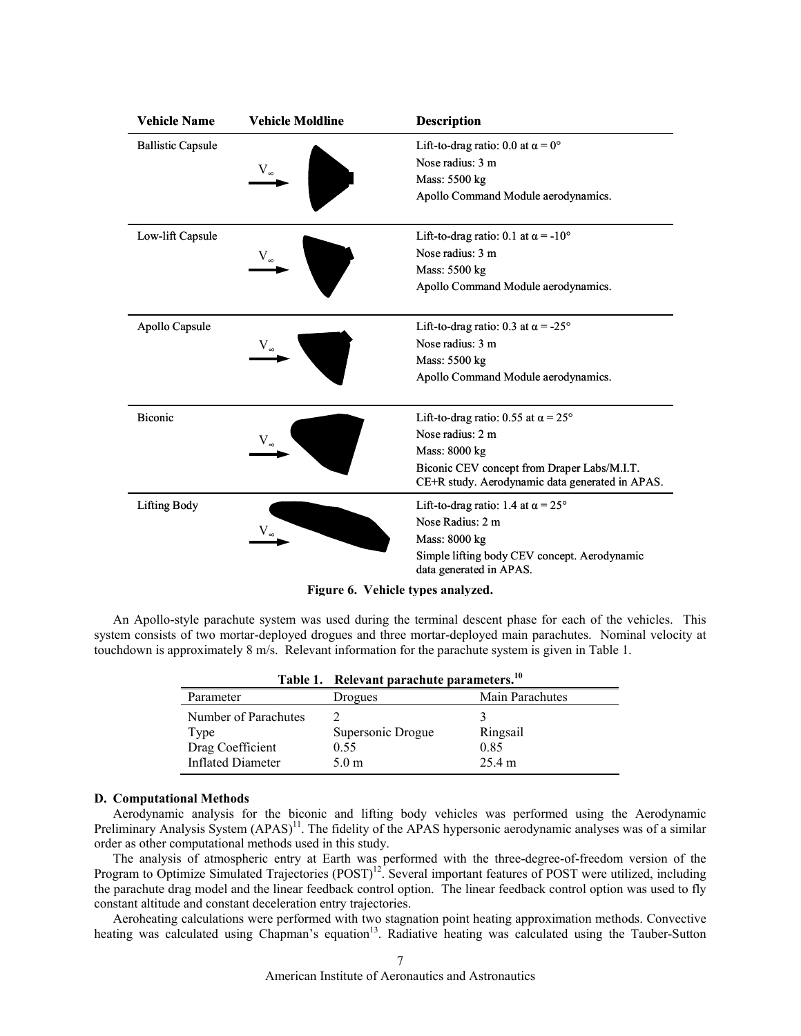| Vehicle Name | Vehicle Moldline | Description |
|---|---|---|
| Ballistic Capsule | $V_\infty$ | Lift-to-drag ratio: 0.0 at $\alpha = 0°$<br>Nose radius: 3 m<br>Mass: 5500 kg<br>Apollo Command Module aerodynamics. |
| Low-lift Capsule | $V_\infty$ | Lift-to-drag ratio: 0.1 at $\alpha = -10°$<br>Nose radius: 3 m<br>Mass: 5500 kg<br>Apollo Command Module aerodynamics. |
| Apollo Capsule | $V_\infty$ | Lift-to-drag ratio: 0.3 at $\alpha = -25°$<br>Nose radius: 3 m<br>Mass: 5500 kg<br>Apollo Command Module aerodynamics. |
| Biconic | $V_\infty$ | Lift-to-drag ratio: 0.55 at $\alpha = 25°$<br>Nose radius: 2 m<br>Mass: 8000 kg<br>Biconic CEV concept from Draper Labs/M.I.T. CE+R study. Aerodynamic data generated in APAS. |
| Lifting Body | $V_\infty$ | Lift-to-drag ratio: 1.4 at $\alpha = 25°$<br>Nose Radius: 2 m<br>Mass: 8000 kg<br>Simple lifting body CEV concept. Aerodynamic data generated in APAS. |

**Figure 6. Vehicle types analyzed.**

An Apollo-style parachute system was used during the terminal descent phase for each of the vehicles. This system consists of two mortar-deployed drogues and three mortar-deployed main parachutes. Nominal velocity at touchdown is approximately 8 m/s. Relevant information for the parachute system is given in Table 1.

**Table 1. Relevant parachute parameters.[10]**

| Parameter | Drogues | Main Parachutes |
|---|---|---|
| Number of Parachutes | 2 | 3 |
| Type | Supersonic Drogue | Ringsail |
| Drag Coefficient | 0.55 | 0.85 |
| Inflated Diameter | 5.0 m | 25.4 m |

### D. Computational Methods

Aerodynamic analysis for the biconic and lifting body vehicles was performed using the Aerodynamic Preliminary Analysis System (APAS)[11]. The fidelity of the APAS hypersonic aerodynamic analyses was of a similar order as other computational methods used in this study.

The analysis of atmospheric entry at Earth was performed with the three-degree-of-freedom version of the Program to Optimize Simulated Trajectories (POST)[12]. Several important features of POST were utilized, including the parachute drag model and the linear feedback control option. The linear feedback control option was used to fly constant altitude and constant deceleration entry trajectories.

Aeroheating calculations were performed with two stagnation point heating approximation methods. Convective heating was calculated using Chapman's equation[13]. Radiative heating was calculated using the Tauber-Sutton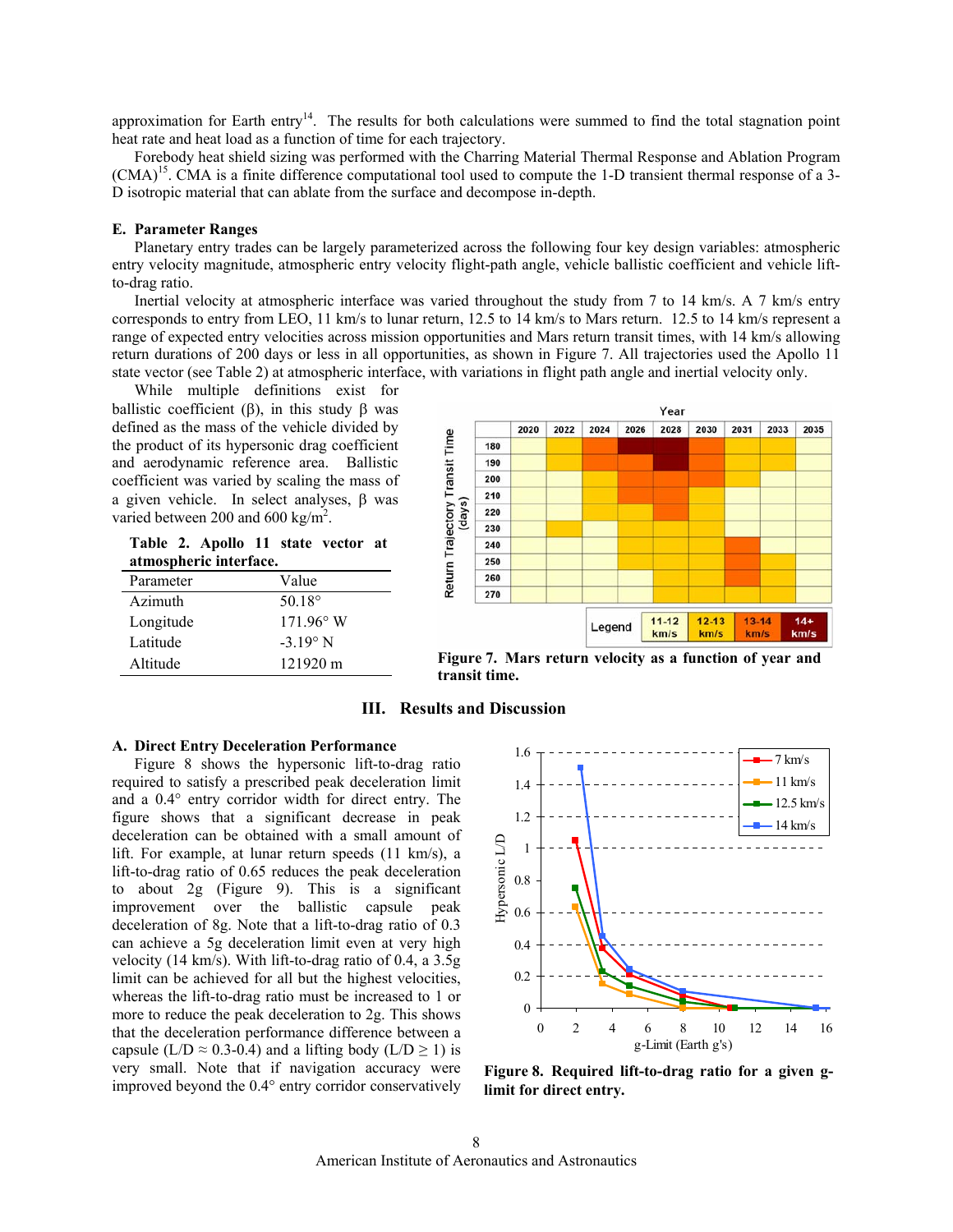approximation for Earth entry[14]. The results for both calculations were summed to find the total stagnation point heat rate and heat load as a function of time for each trajectory.

Forebody heat shield sizing was performed with the Charring Material Thermal Response and Ablation Program (CMA)[15]. CMA is a finite difference computational tool used to compute the 1-D transient thermal response of a 3-D isotropic material that can ablate from the surface and decompose in-depth.

### E. Parameter Ranges

Planetary entry trades can be largely parameterized across the following four key design variables: atmospheric entry velocity magnitude, atmospheric entry velocity flight-path angle, vehicle ballistic coefficient and vehicle lift-to-drag ratio.

Inertial velocity at atmospheric interface was varied throughout the study from 7 to 14 km/s. A 7 km/s entry corresponds to entry from LEO, 11 km/s to lunar return, 12.5 to 14 km/s to Mars return. 12.5 to 14 km/s represent a range of expected entry velocities across mission opportunities and Mars return transit times, with 14 km/s allowing return durations of 200 days or less in all opportunities, as shown in Figure 7. All trajectories used the Apollo 11 state vector (see Table 2) at atmospheric interface, with variations in flight path angle and inertial velocity only.

While multiple definitions exist for ballistic coefficient (β), in this study β was defined as the mass of the vehicle divided by the product of its hypersonic drag coefficient and aerodynamic reference area. Ballistic coefficient was varied by scaling the mass of a given vehicle. In select analyses, β was varied between 200 and 600 kg/m².

**Table 2. Apollo 11 state vector at atmospheric interface.**

| Parameter | Value |
|---|---|
| Azimuth | 50.18° |
| Longitude | 171.96° W |
| Latitude | -3.19° N |
| Altitude | 121920 m |

**Figure 7. Mars return velocity as a function of year and transit time.**

## III. Results and Discussion

### A. Direct Entry Deceleration Performance

Figure 8 shows the hypersonic lift-to-drag ratio required to satisfy a prescribed peak deceleration limit and a 0.4° entry corridor width for direct entry. The figure shows that a significant decrease in peak deceleration can be obtained with a small amount of lift. For example, at lunar return speeds (11 km/s), a lift-to-drag ratio of 0.65 reduces the peak deceleration to about 2g (Figure 9). This is a significant improvement over the ballistic capsule peak deceleration of 8g. Note that a lift-to-drag ratio of 0.3 can achieve a 5g deceleration limit even at very high velocity (14 km/s). With lift-to-drag ratio of 0.4, a 3.5g limit can be achieved for all but the highest velocities, whereas the lift-to-drag ratio must be increased to 1 or more to reduce the peak deceleration to 2g. This shows that the deceleration performance difference between a capsule (L/D ≈ 0.3-0.4) and a lifting body (L/D ≥ 1) is very small. Note that if navigation accuracy were improved beyond the 0.4° entry corridor conservatively

**Figure 8. Required lift-to-drag ratio for a given g-limit for direct entry.**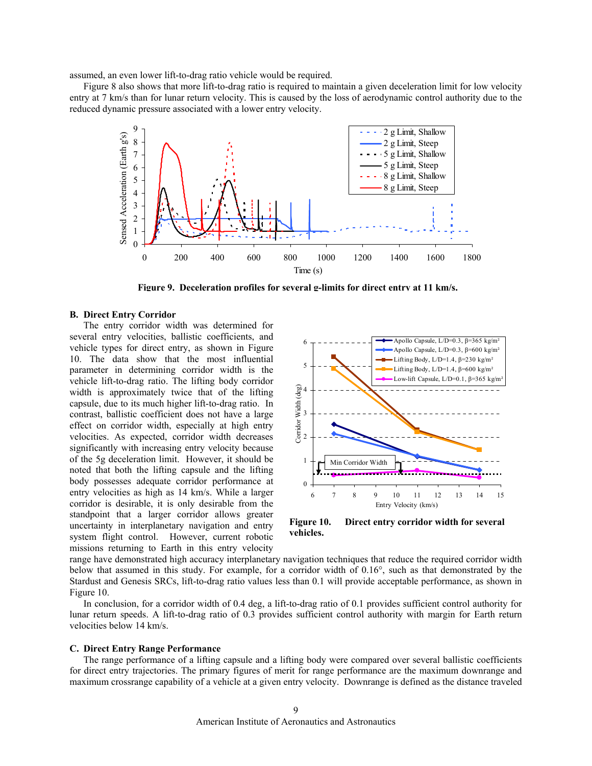assumed, an even lower lift-to-drag ratio vehicle would be required.

Figure 8 also shows that more lift-to-drag ratio is required to maintain a given deceleration limit for low velocity entry at 7 km/s than for lunar return velocity. This is caused by the loss of aerodynamic control authority due to the reduced dynamic pressure associated with a lower entry velocity.

**Figure 9. Deceleration profiles for several g-limits for direct entry at 11 km/s.**

### B. Direct Entry Corridor

The entry corridor width was determined for several entry velocities, ballistic coefficients, and vehicle types for direct entry, as shown in Figure 10. The data show that the most influential parameter in determining corridor width is the vehicle lift-to-drag ratio. The lifting body corridor width is approximately twice that of the lifting capsule, due to its much higher lift-to-drag ratio. In contrast, ballistic coefficient does not have a large effect on corridor width, especially at high entry velocities. As expected, corridor width decreases significantly with increasing entry velocity because of the 5g deceleration limit. However, it should be noted that both the lifting capsule and the lifting body possesses adequate corridor performance at entry velocities as high as 14 km/s. While a larger corridor is desirable, it is only desirable from the standpoint that a larger corridor allows greater uncertainty in interplanetary navigation and entry system flight control. However, current robotic missions returning to Earth in this entry velocity range have demonstrated high accuracy interplanetary navigation techniques that reduce the required corridor width below that assumed in this study. For example, for a corridor width of 0.16°, such as that demonstrated by the Stardust and Genesis SRCs, lift-to-drag ratio values less than 0.1 will provide acceptable performance, as shown in Figure 10.

**Figure 10. Direct entry corridor width for several vehicles.**

In conclusion, for a corridor width of 0.4 deg, a lift-to-drag ratio of 0.1 provides sufficient control authority for lunar return speeds. A lift-to-drag ratio of 0.3 provides sufficient control authority with margin for Earth return velocities below 14 km/s.

### C. Direct Entry Range Performance

The range performance of a lifting capsule and a lifting body were compared over several ballistic coefficients for direct entry trajectories. The primary figures of merit for range performance are the maximum downrange and maximum crossrange capability of a vehicle at a given entry velocity. Downrange is defined as the distance traveled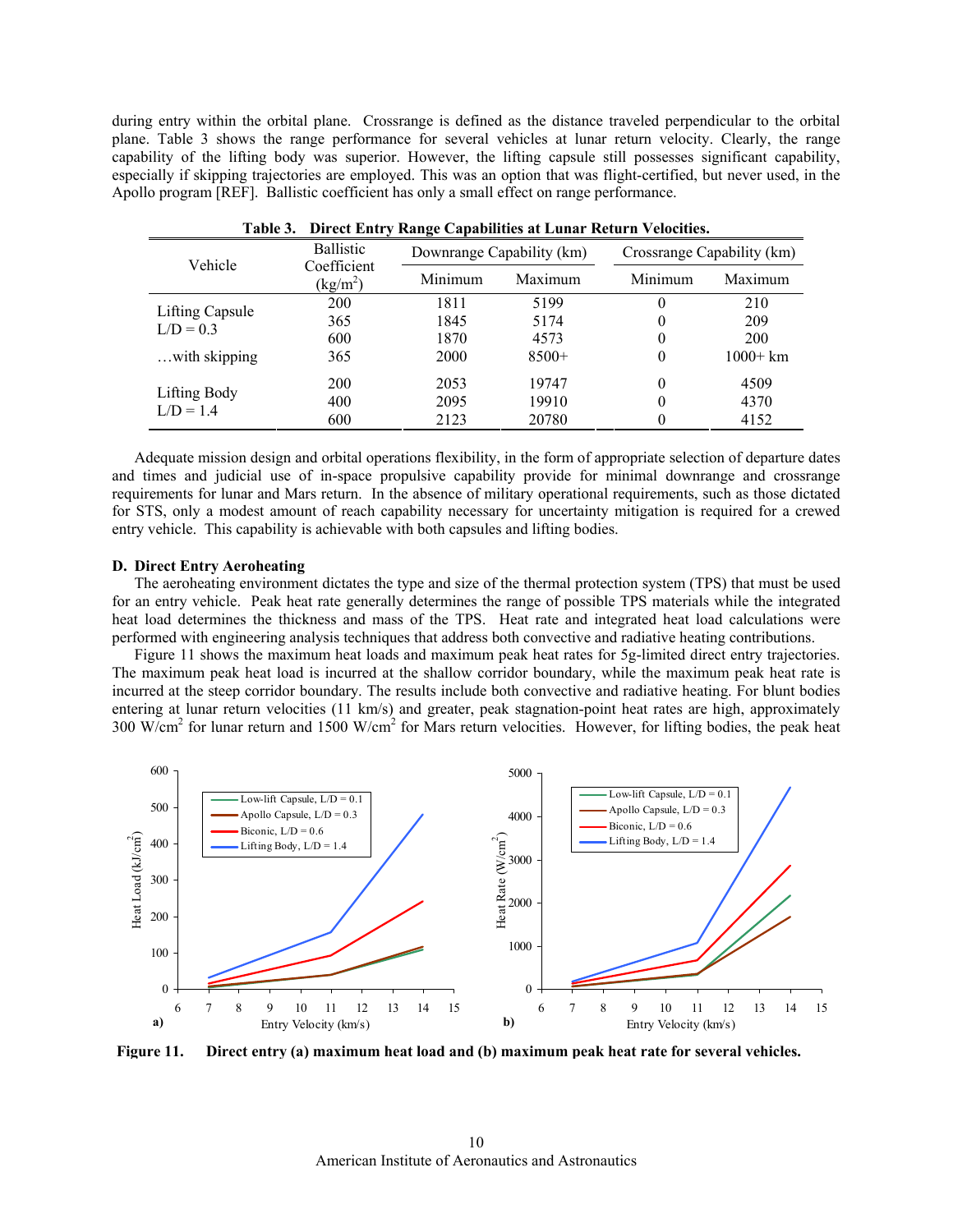during entry within the orbital plane. Crossrange is defined as the distance traveled perpendicular to the orbital plane. Table 3 shows the range performance for several vehicles at lunar return velocity. Clearly, the range capability of the lifting body was superior. However, the lifting capsule still possesses significant capability, especially if skipping trajectories are employed. This was an option that was flight-certified, but never used, in the Apollo program [REF]. Ballistic coefficient has only a small effect on range performance.

**Table 3. Direct Entry Range Capabilities at Lunar Return Velocities.**

| Vehicle | Ballistic Coefficient (kg/m$^2$) | Downrange Capability (km) | | Crossrange Capability (km) | |
|---|---|---|---|---|---|
| | | Minimum | Maximum | Minimum | Maximum |
| Lifting Capsule L/D = 0.3 | 200 | 1811 | 5199 | 0 | 210 |
| | 365 | 1845 | 5174 | 0 | 209 |
| | 600 | 1870 | 4573 | 0 | 200 |
| …with skipping | 365 | 2000 | 8500+ | 0 | 1000+ km |
| Lifting Body L/D = 1.4 | 200 | 2053 | 19747 | 0 | 4509 |
| | 400 | 2095 | 19910 | 0 | 4370 |
| | 600 | 2123 | 20780 | 0 | 4152 |

Adequate mission design and orbital operations flexibility, in the form of appropriate selection of departure dates and times and judicial use of in-space propulsive capability provide for minimal downrange and crossrange requirements for lunar and Mars return. In the absence of military operational requirements, such as those dictated for STS, only a modest amount of reach capability necessary for uncertainty mitigation is required for a crewed entry vehicle. This capability is achievable with both capsules and lifting bodies.

### D. Direct Entry Aeroheating

The aeroheating environment dictates the type and size of the thermal protection system (TPS) that must be used for an entry vehicle. Peak heat rate generally determines the range of possible TPS materials while the integrated heat load determines the thickness and mass of the TPS. Heat rate and integrated heat load calculations were performed with engineering analysis techniques that address both convective and radiative heating contributions.

Figure 11 shows the maximum heat loads and maximum peak heat rates for 5g-limited direct entry trajectories. The maximum peak heat load is incurred at the shallow corridor boundary, while the maximum peak heat rate is incurred at the steep corridor boundary. The results include both convective and radiative heating. For blunt bodies entering at lunar return velocities (11 km/s) and greater, peak stagnation-point heat rates are high, approximately 300 W/cm$^2$ for lunar return and 1500 W/cm$^2$ for Mars return velocities. However, for lifting bodies, the peak heat

**Figure 11. Direct entry (a) maximum heat load and (b) maximum peak heat rate for several vehicles.**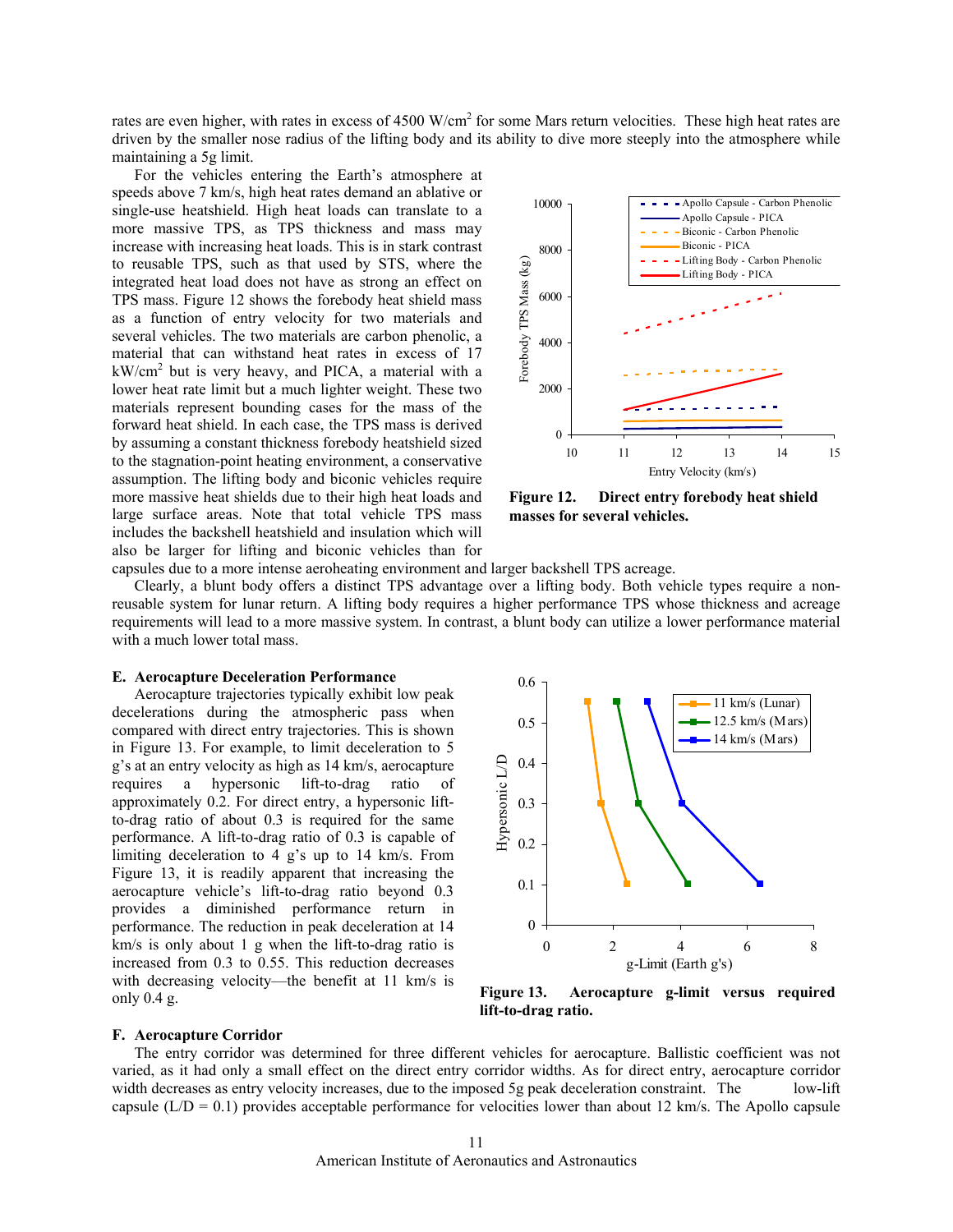rates are even higher, with rates in excess of 4500 W/cm$^2$ for some Mars return velocities. These high heat rates are driven by the smaller nose radius of the lifting body and its ability to dive more steeply into the atmosphere while maintaining a 5g limit.

For the vehicles entering the Earth's atmosphere at speeds above 7 km/s, high heat rates demand an ablative or single-use heatshield. High heat loads can translate to a more massive TPS, as TPS thickness and mass may increase with increasing heat loads. This is in stark contrast to reusable TPS, such as that used by STS, where the integrated heat load does not have as strong an effect on TPS mass. Figure 12 shows the forebody heat shield mass as a function of entry velocity for two materials and several vehicles. The two materials are carbon phenolic, a material that can withstand heat rates in excess of 17 kW/cm$^2$ but is very heavy, and PICA, a material with a lower heat rate limit but a much lighter weight. These two materials represent bounding cases for the mass of the forward heat shield. In each case, the TPS mass is derived by assuming a constant thickness forebody heatshield sized to the stagnation-point heating environment, a conservative assumption. The lifting body and biconic vehicles require more massive heat shields due to their high heat loads and large surface areas. Note that total vehicle TPS mass includes the backshell heatshield and insulation which will also be larger for lifting and biconic vehicles than for capsules due to a more intense aeroheating environment and larger backshell TPS acreage.

**Figure 12. Direct entry forebody heat shield masses for several vehicles.**

Clearly, a blunt body offers a distinct TPS advantage over a lifting body. Both vehicle types require a non-reusable system for lunar return. A lifting body requires a higher performance TPS whose thickness and acreage requirements will lead to a more massive system. In contrast, a blunt body can utilize a lower performance material with a much lower total mass.

### E. Aerocapture Deceleration Performance

Aerocapture trajectories typically exhibit low peak decelerations during the atmospheric pass when compared with direct entry trajectories. This is shown in Figure 13. For example, to limit deceleration to 5 g's at an entry velocity as high as 14 km/s, aerocapture requires a hypersonic lift-to-drag ratio of approximately 0.2. For direct entry, a hypersonic lift-to-drag ratio of about 0.3 is required for the same performance. A lift-to-drag ratio of 0.3 is capable of limiting deceleration to 4 g's up to 14 km/s. From Figure 13, it is readily apparent that increasing the aerocapture vehicle's lift-to-drag ratio beyond 0.3 provides a diminished performance return in performance. The reduction in peak deceleration at 14 km/s is only about 1 g when the lift-to-drag ratio is increased from 0.3 to 0.55. This reduction decreases with decreasing velocity—the benefit at 11 km/s is only 0.4 g.

**Figure 13. Aerocapture g-limit versus required lift-to-drag ratio.**

### F. Aerocapture Corridor

The entry corridor was determined for three different vehicles for aerocapture. Ballistic coefficient was not varied, as it had only a small effect on the direct entry corridor widths. As for direct entry, aerocapture corridor width decreases as entry velocity increases, due to the imposed 5g peak deceleration constraint. The low-lift capsule (L/D = 0.1) provides acceptable performance for velocities lower than about 12 km/s. The Apollo capsule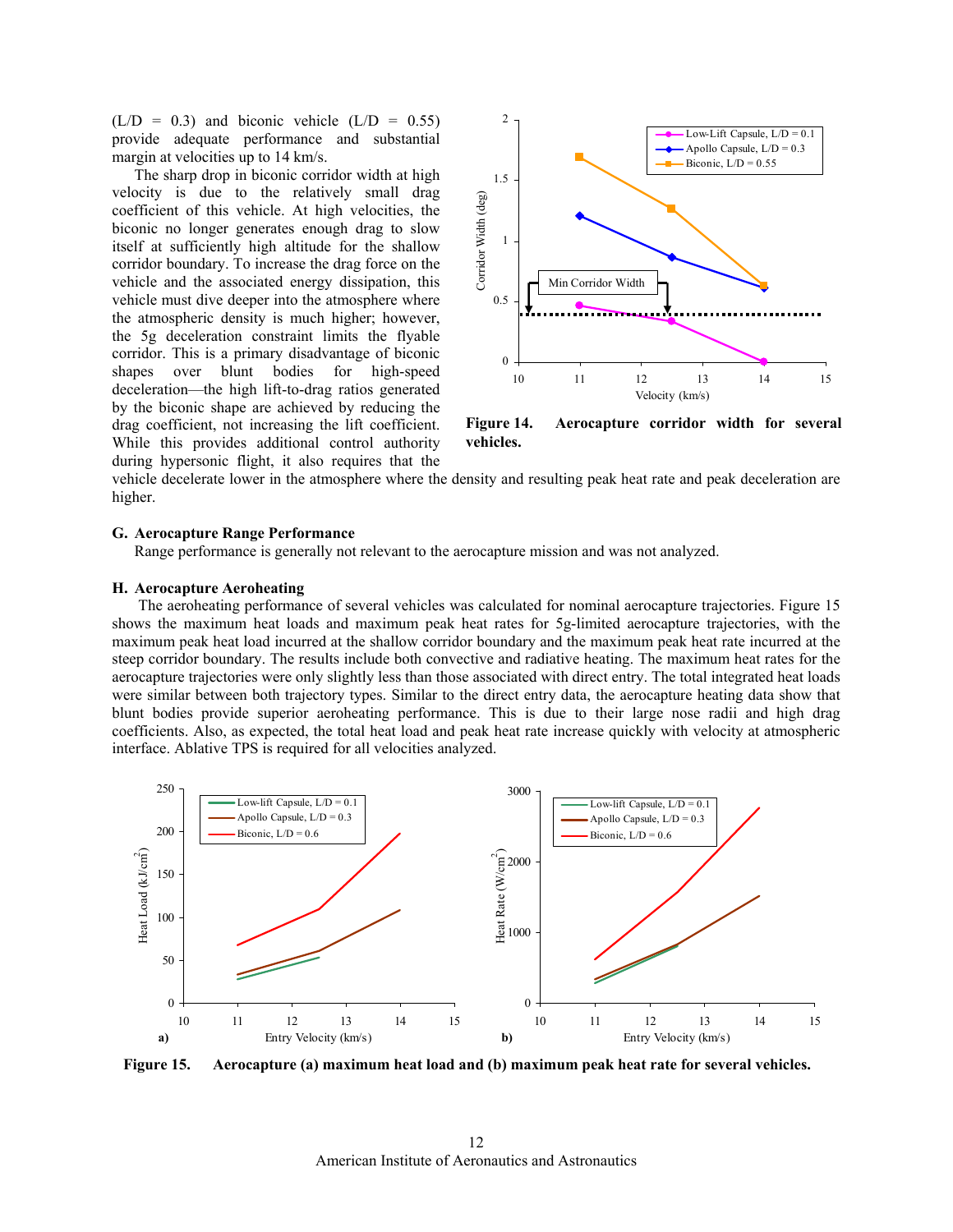(L/D = 0.3) and biconic vehicle (L/D = 0.55) provide adequate performance and substantial margin at velocities up to 14 km/s.

The sharp drop in biconic corridor width at high velocity is due to the relatively small drag coefficient of this vehicle. At high velocities, the biconic no longer generates enough drag to slow itself at sufficiently high altitude for the shallow corridor boundary. To increase the drag force on the vehicle and the associated energy dissipation, this vehicle must dive deeper into the atmosphere where the atmospheric density is much higher; however, the 5g deceleration constraint limits the flyable corridor. This is a primary disadvantage of biconic shapes over blunt bodies for high-speed deceleration—the high lift-to-drag ratios generated by the biconic shape are achieved by reducing the drag coefficient, not increasing the lift coefficient. While this provides additional control authority during hypersonic flight, it also requires that the vehicle decelerate lower in the atmosphere where the density and resulting peak heat rate and peak deceleration are higher.

**Figure 14. Aerocapture corridor width for several vehicles.**

### G. Aerocapture Range Performance

Range performance is generally not relevant to the aerocapture mission and was not analyzed.

### H. Aerocapture Aeroheating

The aeroheating performance of several vehicles was calculated for nominal aerocapture trajectories. Figure 15 shows the maximum heat loads and maximum peak heat rates for 5g-limited aerocapture trajectories, with the maximum peak heat load incurred at the shallow corridor boundary and the maximum peak heat rate incurred at the steep corridor boundary. The results include both convective and radiative heating. The maximum heat rates for the aerocapture trajectories were only slightly less than those associated with direct entry. The total integrated heat loads were similar between both trajectory types. Similar to the direct entry data, the aerocapture heating data show that blunt bodies provide superior aeroheating performance. This is due to their large nose radii and high drag coefficients. Also, as expected, the total heat load and peak heat rate increase quickly with velocity at atmospheric interface. Ablative TPS is required for all velocities analyzed.

**Figure 15. Aerocapture (a) maximum heat load and (b) maximum peak heat rate for several vehicles.**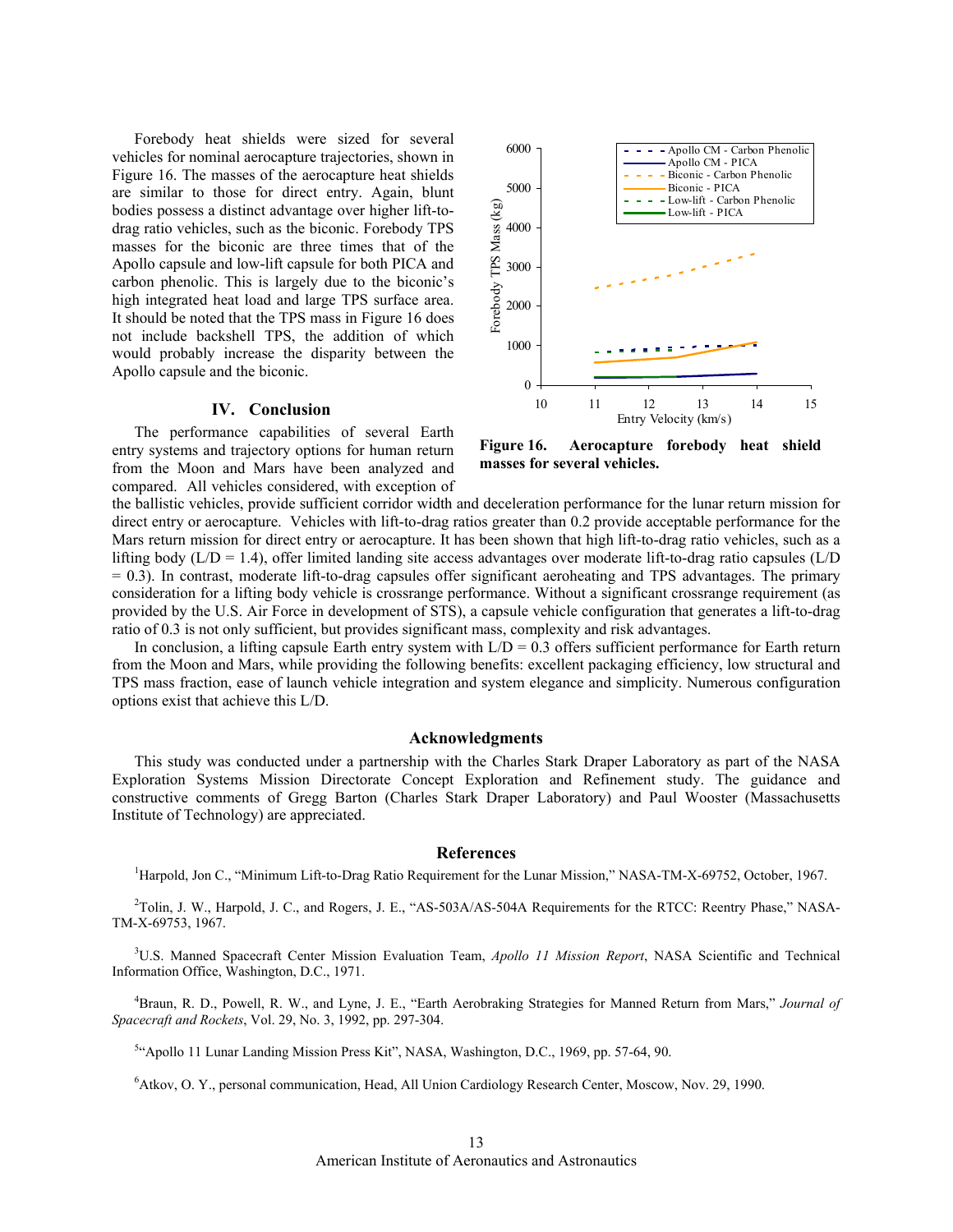Forebody heat shields were sized for several vehicles for nominal aerocapture trajectories, shown in Figure 16. The masses of the aerocapture heat shields are similar to those for direct entry. Again, blunt bodies possess a distinct advantage over higher lift-to-drag ratio vehicles, such as the biconic. Forebody TPS masses for the biconic are three times that of the Apollo capsule and low-lift capsule for both PICA and carbon phenolic. This is largely due to the biconic's high integrated heat load and large TPS surface area. It should be noted that the TPS mass in Figure 16 does not include backshell TPS, the addition of which would probably increase the disparity between the Apollo capsule and the biconic.

**Figure 16. Aerocapture forebody heat shield masses for several vehicles.**

## IV. Conclusion

The performance capabilities of several Earth entry systems and trajectory options for human return from the Moon and Mars have been analyzed and compared. All vehicles considered, with exception of the ballistic vehicles, provide sufficient corridor width and deceleration performance for the lunar return mission for direct entry or aerocapture. Vehicles with lift-to-drag ratios greater than 0.2 provide acceptable performance for the Mars return mission for direct entry or aerocapture. It has been shown that high lift-to-drag ratio vehicles, such as a lifting body ($L/D = 1.4$), offer limited landing site access advantages over moderate lift-to-drag ratio capsules ($L/D = 0.3$). In contrast, moderate lift-to-drag capsules offer significant aeroheating and TPS advantages. The primary consideration for a lifting body vehicle is crossrange performance. Without a significant crossrange requirement (as provided by the U.S. Air Force in development of STS), a capsule vehicle configuration that generates a lift-to-drag ratio of 0.3 is not only sufficient, but provides significant mass, complexity and risk advantages.

In conclusion, a lifting capsule Earth entry system with $L/D = 0.3$ offers sufficient performance for Earth return from the Moon and Mars, while providing the following benefits: excellent packaging efficiency, low structural and TPS mass fraction, ease of launch vehicle integration and system elegance and simplicity. Numerous configuration options exist that achieve this L/D.

## Acknowledgments

This study was conducted under a partnership with the Charles Stark Draper Laboratory as part of the NASA Exploration Systems Mission Directorate Concept Exploration and Refinement study. The guidance and constructive comments of Gregg Barton (Charles Stark Draper Laboratory) and Paul Wooster (Massachusetts Institute of Technology) are appreciated.

## References

[1] Harpold, Jon C., "Minimum Lift-to-Drag Ratio Requirement for the Lunar Mission," NASA-TM-X-69752, October, 1967.

[2] Tolin, J. W., Harpold, J. C., and Rogers, J. E., "AS-503A/AS-504A Requirements for the RTCC: Reentry Phase," NASA-TM-X-69753, 1967.

[3] U.S. Manned Spacecraft Center Mission Evaluation Team, *Apollo 11 Mission Report*, NASA Scientific and Technical Information Office, Washington, D.C., 1971.

[4] Braun, R. D., Powell, R. W., and Lyne, J. E., "Earth Aerobraking Strategies for Manned Return from Mars," *Journal of Spacecraft and Rockets*, Vol. 29, No. 3, 1992, pp. 297-304.

[5] "Apollo 11 Lunar Landing Mission Press Kit", NASA, Washington, D.C., 1969, pp. 57-64, 90.

[6] Atkov, O. Y., personal communication, Head, All Union Cardiology Research Center, Moscow, Nov. 29, 1990.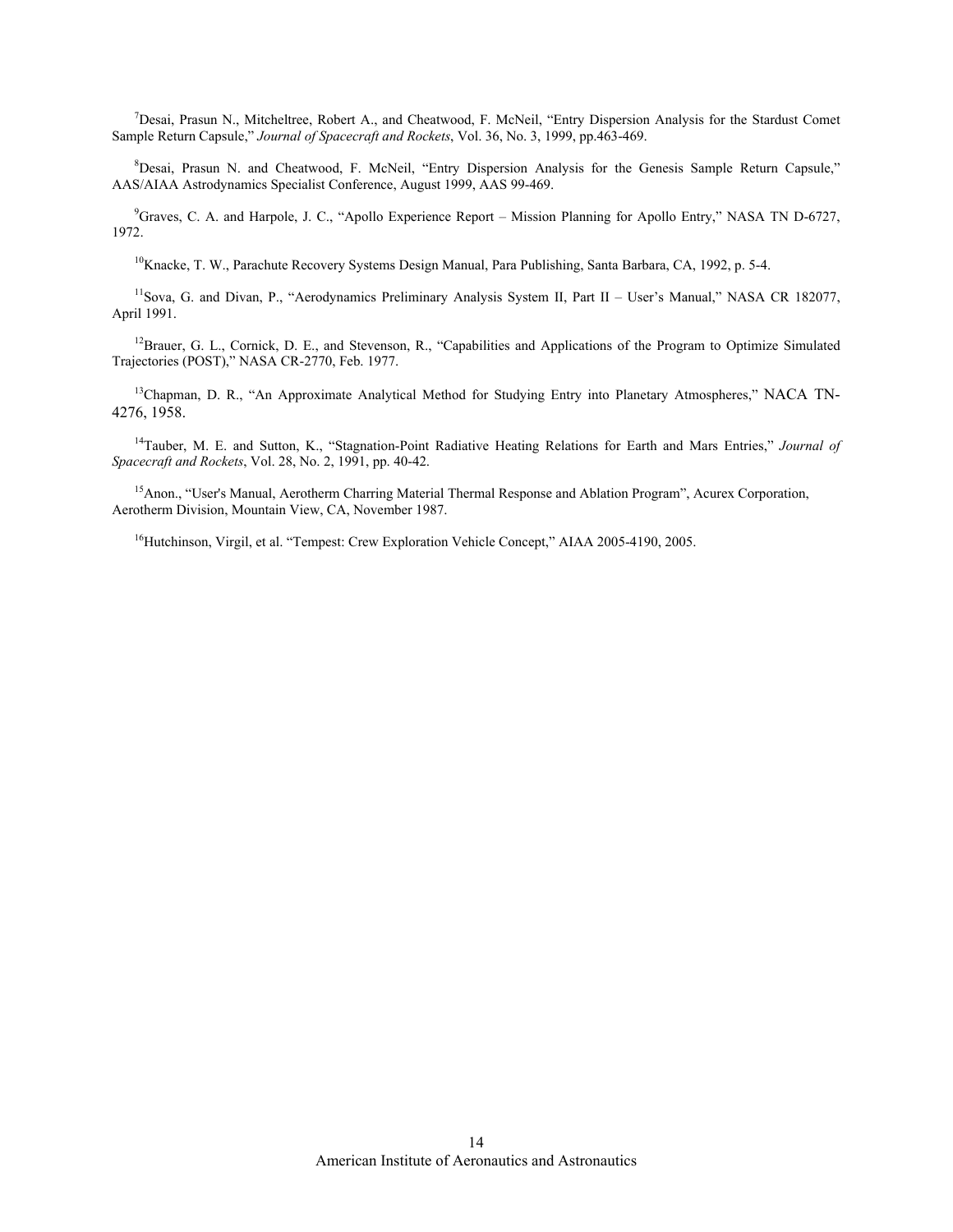[7]Desai, Prasun N., Mitcheltree, Robert A., and Cheatwood, F. McNeil, "Entry Dispersion Analysis for the Stardust Comet Sample Return Capsule," *Journal of Spacecraft and Rockets*, Vol. 36, No. 3, 1999, pp.463-469.

[8]Desai, Prasun N. and Cheatwood, F. McNeil, "Entry Dispersion Analysis for the Genesis Sample Return Capsule," AAS/AIAA Astrodynamics Specialist Conference, August 1999, AAS 99-469.

[9]Graves, C. A. and Harpole, J. C., "Apollo Experience Report – Mission Planning for Apollo Entry," NASA TN D-6727, 1972.

[10]Knacke, T. W., Parachute Recovery Systems Design Manual, Para Publishing, Santa Barbara, CA, 1992, p. 5-4.

[11]Sova, G. and Divan, P., "Aerodynamics Preliminary Analysis System II, Part II – User's Manual," NASA CR 182077, April 1991.

[12]Brauer, G. L., Cornick, D. E., and Stevenson, R., "Capabilities and Applications of the Program to Optimize Simulated Trajectories (POST)," NASA CR-2770, Feb. 1977.

[13]Chapman, D. R., "An Approximate Analytical Method for Studying Entry into Planetary Atmospheres," NACA TN-4276, 1958.

[14]Tauber, M. E. and Sutton, K., "Stagnation-Point Radiative Heating Relations for Earth and Mars Entries," *Journal of Spacecraft and Rockets*, Vol. 28, No. 2, 1991, pp. 40-42.

[15]Anon., "User's Manual, Aerotherm Charring Material Thermal Response and Ablation Program", Acurex Corporation, Aerotherm Division, Mountain View, CA, November 1987.

[16]Hutchinson, Virgil, et al. "Tempest: Crew Exploration Vehicle Concept," AIAA 2005-4190, 2005.